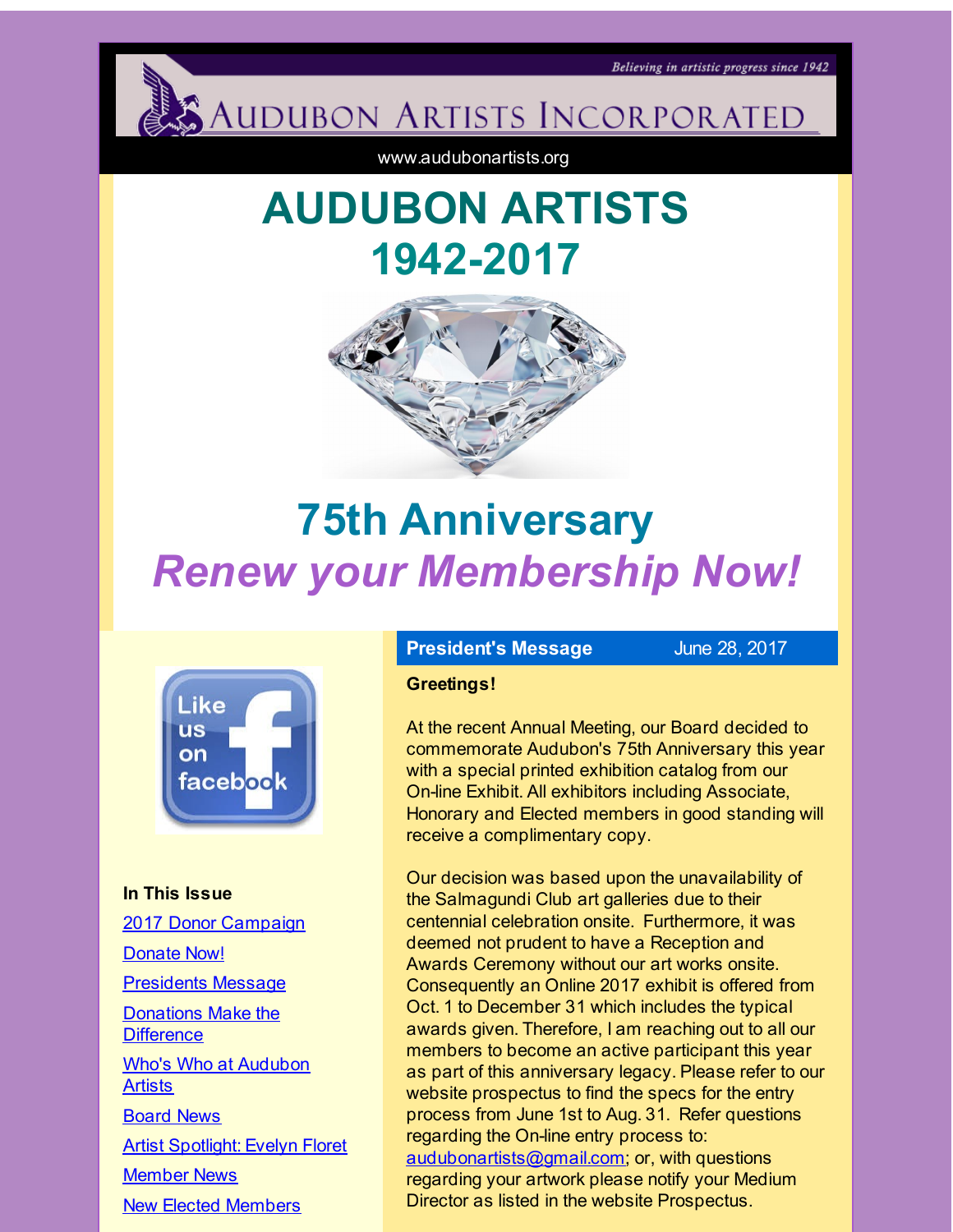Believing in artistic progress since 1942

AUDUBON ARTISTS INCORPORATED

www.audubonartists.org

# AUDUBON ARTISTS
# 1942-2017

# 75th Anniversary
## *Renew your Membership Now!*

Like us on facebook

**In This Issue**

- 2017 Donor Campaign
- Donate Now!
- Presidents Message
- Donations Make the Difference
- Who's Who at Audubon Artists
- Board News
- Artist Spotlight: Evelyn Floret
- Member News
- New Elected Members

## President's Message

June 28, 2017

**Greetings!**

At the recent Annual Meeting, our Board decided to commemorate Audubon's 75th Anniversary this year with a special printed exhibition catalog from our On-line Exhibit. All exhibitors including Associate, Honorary and Elected members in good standing will receive a complimentary copy.

Our decision was based upon the unavailability of the Salmagundi Club art galleries due to their centennial celebration onsite. Furthermore, it was deemed not prudent to have a Reception and Awards Ceremony without our art works onsite. Consequently an Online 2017 exhibit is offered from Oct. 1 to December 31 which includes the typical awards given. Therefore, I am reaching out to all our members to become an active participant this year as part of this anniversary legacy. Please refer to our website prospectus to find the specs for the entry process from June 1st to Aug. 31. Refer questions regarding the On-line entry process to: audubonartists@gmail.com; or, with questions regarding your artwork please notify your Medium Director as listed in the website Prospectus.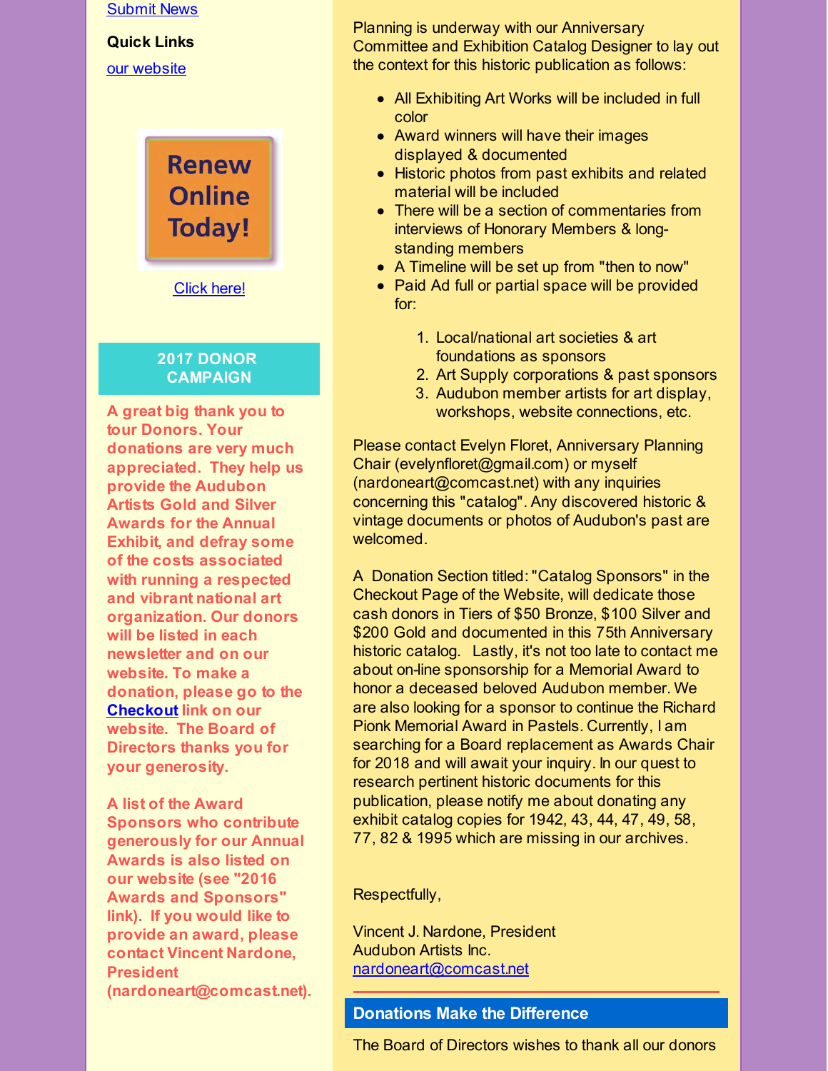Submit News

**Quick Links**

our website

Renew Online Today!

Click here!

## 2017 DONOR CAMPAIGN

**A great big thank you to tour Donors. Your donations are very much appreciated. They help us provide the Audubon Artists Gold and Silver Awards for the Annual Exhibit, and defray some of the costs associated with running a respected and vibrant national art organization. Our donors will be listed in each newsletter and on our website. To make a donation, please go to the Checkout link on our website. The Board of Directors thanks you for your generosity.**

**A list of the Award Sponsors who contribute generously for our Annual Awards is also listed on our website (see "2016 Awards and Sponsors" link). If you would like to provide an award, please contact Vincent Nardone, President (nardoneart@comcast.net).**

Planning is underway with our Anniversary Committee and Exhibition Catalog Designer to lay out the context for this historic publication as follows:

- All Exhibiting Art Works will be included in full color
- Award winners will have their images displayed & documented
- Historic photos from past exhibits and related material will be included
- There will be a section of commentaries from interviews of Honorary Members & long-standing members
- A Timeline will be set up from "then to now"
- Paid Ad full or partial space will be provided for:
  1. Local/national art societies & art foundations as sponsors
  2. Art Supply corporations & past sponsors
  3. Audubon member artists for art display, workshops, website connections, etc.

Please contact Evelyn Floret, Anniversary Planning Chair (evelynfloret@gmail.com) or myself (nardoneart@comcast.net) with any inquiries concerning this "catalog". Any discovered historic & vintage documents or photos of Audubon's past are welcomed.

A Donation Section titled: "Catalog Sponsors" in the Checkout Page of the Website, will dedicate those cash donors in Tiers of $50 Bronze, $100 Silver and $200 Gold and documented in this 75th Anniversary historic catalog. Lastly, it's not too late to contact me about on-line sponsorship for a Memorial Award to honor a deceased beloved Audubon member. We are also looking for a sponsor to continue the Richard Pionk Memorial Award in Pastels. Currently, I am searching for a Board replacement as Awards Chair for 2018 and will await your inquiry. In our quest to research pertinent historic documents for this publication, please notify me about donating any exhibit catalog copies for 1942, 43, 44, 47, 49, 58, 77, 82 & 1995 which are missing in our archives.

Respectfully,

Vincent J. Nardone, President
Audubon Artists Inc.
nardoneart@comcast.net

## Donations Make the Difference

The Board of Directors wishes to thank all our donors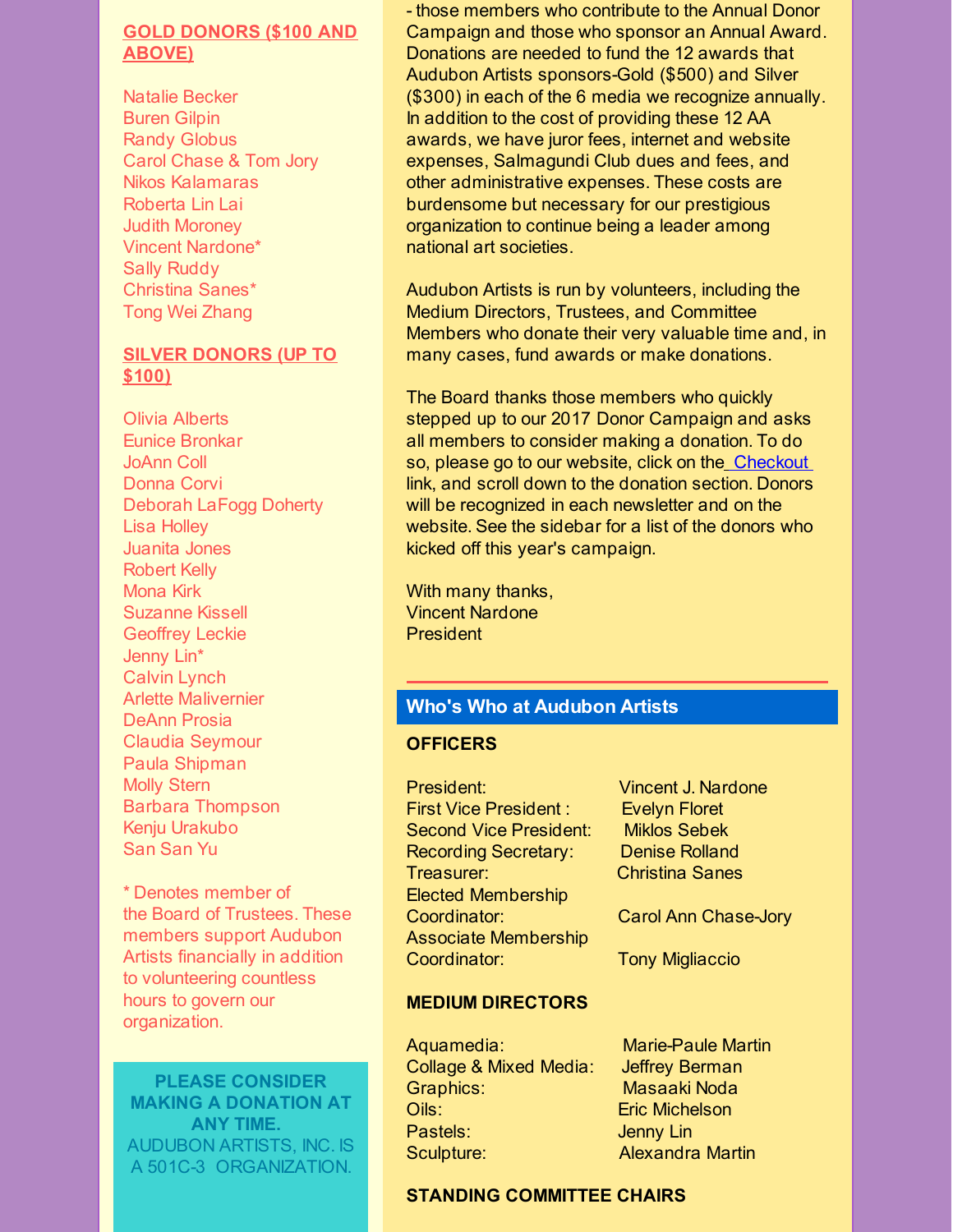**GOLD DONORS ($100 AND ABOVE)**

Natalie Becker
Buren Gilpin
Randy Globus
Carol Chase & Tom Jory
Nikos Kalamaras
Roberta Lin Lai
Judith Moroney
Vincent Nardone*
Sally Ruddy
Christina Sanes*
Tong Wei Zhang

**SILVER DONORS (UP TO $100)**

Olivia Alberts
Eunice Bronkar
JoAnn Coll
Donna Corvi
Deborah LaFogg Doherty
Lisa Holley
Juanita Jones
Robert Kelly
Mona Kirk
Suzanne Kissell
Geoffrey Leckie
Jenny Lin*
Calvin Lynch
Arlette Malivernier
DeAnn Prosia
Claudia Seymour
Paula Shipman
Molly Stern
Barbara Thompson
Kenju Urakubo
San San Yu

* Denotes member of the Board of Trustees. These members support Audubon Artists financially in addition to volunteering countless hours to govern our organization.

**PLEASE CONSIDER MAKING A DONATION AT ANY TIME.**
AUDUBON ARTISTS, INC. IS A 501C-3 ORGANIZATION.

- those members who contribute to the Annual Donor Campaign and those who sponsor an Annual Award. Donations are needed to fund the 12 awards that Audubon Artists sponsors-Gold ($500) and Silver ($300) in each of the 6 media we recognize annually. In addition to the cost of providing these 12 AA awards, we have juror fees, internet and website expenses, Salmagundi Club dues and fees, and other administrative expenses. These costs are burdensome but necessary for our prestigious organization to continue being a leader among national art societies.

Audubon Artists is run by volunteers, including the Medium Directors, Trustees, and Committee Members who donate their very valuable time and, in many cases, fund awards or make donations.

The Board thanks those members who quickly stepped up to our 2017 Donor Campaign and asks all members to consider making a donation. To do so, please go to our website, click on the Checkout link, and scroll down to the donation section. Donors will be recognized in each newsletter and on the website. See the sidebar for a list of the donors who kicked off this year's campaign.

With many thanks,
Vincent Nardone
President

## Who's Who at Audubon Artists

**OFFICERS**

| | |
|---|---|
| President: | Vincent J. Nardone |
| First Vice President : | Evelyn Floret |
| Second Vice President: | Miklos Sebek |
| Recording Secretary: | Denise Rolland |
| Treasurer: | Christina Sanes |
| Elected Membership Coordinator: | Carol Ann Chase-Jory |
| Associate Membership Coordinator: | Tony Migliaccio |

**MEDIUM DIRECTORS**

| | |
|---|---|
| Aquamedia: | Marie-Paule Martin |
| Collage & Mixed Media: | Jeffrey Berman |
| Graphics: | Masaaki Noda |
| Oils: | Eric Michelson |
| Pastels: | Jenny Lin |
| Sculpture: | Alexandra Martin |

**STANDING COMMITTEE CHAIRS**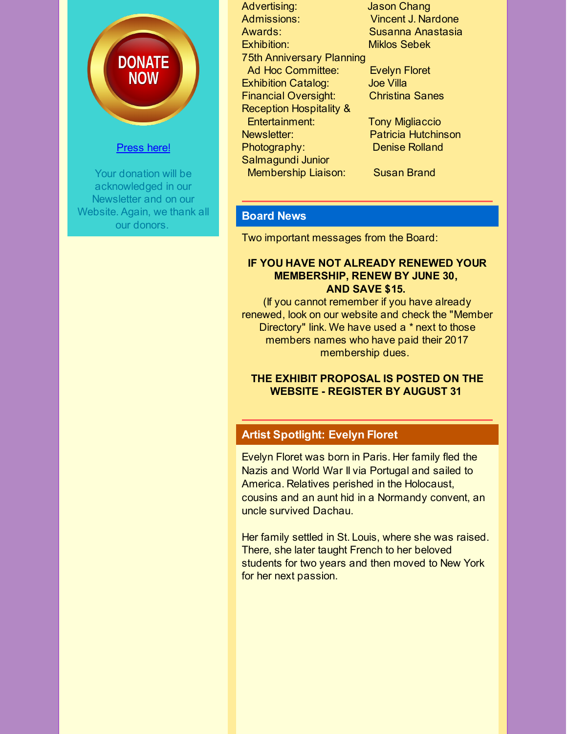DONATE NOW

[Press here!]

Your donation will be acknowledged in our Newsletter and on our Website. Again, we thank all our donors.

| | |
|---|---|
| Advertising: | Jason Chang |
| Admissions: | Vincent J. Nardone |
| Awards: | Susanna Anastasia |
| Exhibition: | Miklos Sebek |
| 75th Anniversary Planning Ad Hoc Committee: | Evelyn Floret |
| Exhibition Catalog: | Joe Villa |
| Financial Oversight: | Christina Sanes |
| Reception Hospitality & Entertainment: | Tony Migliaccio |
| Newsletter: | Patricia Hutchinson |
| Photography: | Denise Rolland |
| Salmagundi Junior Membership Liaison: | Susan Brand |

## Board News

Two important messages from the Board:

**IF YOU HAVE NOT ALREADY RENEWED YOUR MEMBERSHIP, RENEW BY JUNE 30, AND SAVE $15.**

(If you cannot remember if you have already renewed, look on our website and check the "Member Directory" link. We have used a * next to those members names who have paid their 2017 membership dues.

**THE EXHIBIT PROPOSAL IS POSTED ON THE WEBSITE - REGISTER BY AUGUST 31**

## Artist Spotlight: Evelyn Floret

Evelyn Floret was born in Paris. Her family fled the Nazis and World War II via Portugal and sailed to America. Relatives perished in the Holocaust, cousins and an aunt hid in a Normandy convent, an uncle survived Dachau.

Her family settled in St. Louis, where she was raised. There, she later taught French to her beloved students for two years and then moved to New York for her next passion.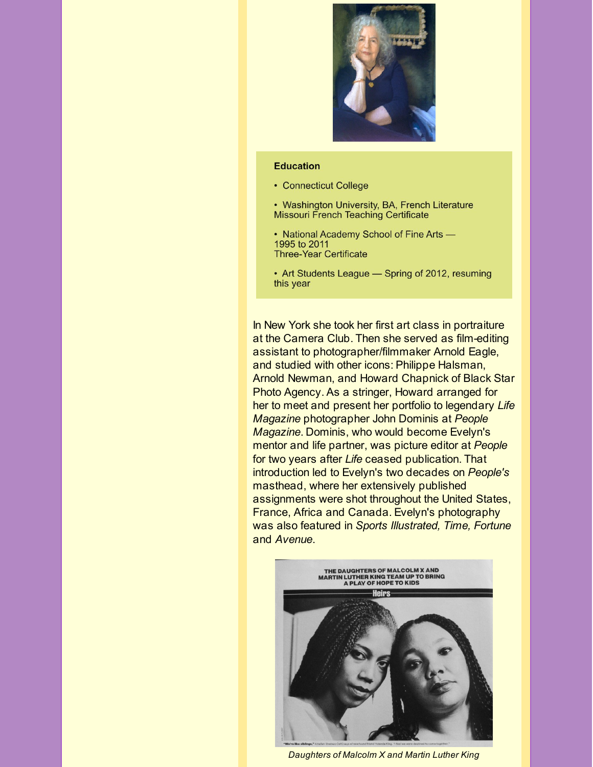**Education**

- Connecticut College
- Washington University, BA, French Literature
  Missouri French Teaching Certificate
- National Academy School of Fine Arts — 1995 to 2011
  Three-Year Certificate
- Art Students League — Spring of 2012, resuming this year

In New York she took her first art class in portraiture at the Camera Club. Then she served as film-editing assistant to photographer/filmmaker Arnold Eagle, and studied with other icons: Philippe Halsman, Arnold Newman, and Howard Chapnick of Black Star Photo Agency. As a stringer, Howard arranged for her to meet and present her portfolio to legendary *Life Magazine* photographer John Dominis at *People Magazine*. Dominis, who would become Evelyn's mentor and life partner, was picture editor at *People* for two years after *Life* ceased publication. That introduction led to Evelyn's two decades on *People's* masthead, where her extensively published assignments were shot throughout the United States, France, Africa and Canada. Evelyn's photography was also featured in *Sports Illustrated, Time, Fortune* and *Avenue*.

*Daughters of Malcolm X and Martin Luther King*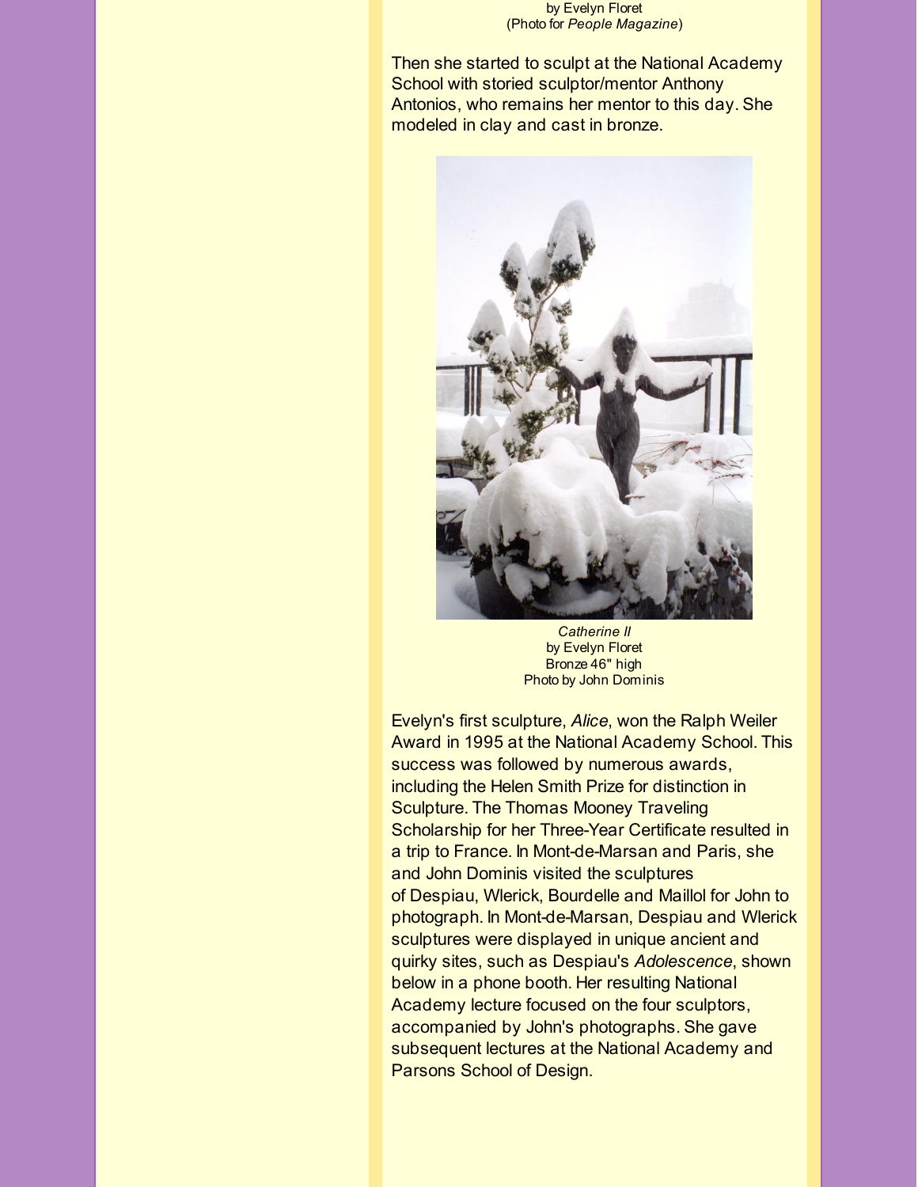by Evelyn Floret
(Photo for *People Magazine*)

Then she started to sculpt at the National Academy School with storied sculptor/mentor Anthony Antonios, who remains her mentor to this day. She modeled in clay and cast in bronze.

*Catherine II*
by Evelyn Floret
Bronze 46" high
Photo by John Dominis

Evelyn's first sculpture, *Alice*, won the Ralph Weiler Award in 1995 at the National Academy School. This success was followed by numerous awards, including the Helen Smith Prize for distinction in Sculpture. The Thomas Mooney Traveling Scholarship for her Three-Year Certificate resulted in a trip to France. In Mont-de-Marsan and Paris, she and John Dominis visited the sculptures of Despiau, Wlerick, Bourdelle and Maillol for John to photograph. In Mont-de-Marsan, Despiau and Wlerick sculptures were displayed in unique ancient and quirky sites, such as Despiau's *Adolescence*, shown below in a phone booth. Her resulting National Academy lecture focused on the four sculptors, accompanied by John's photographs. She gave subsequent lectures at the National Academy and Parsons School of Design.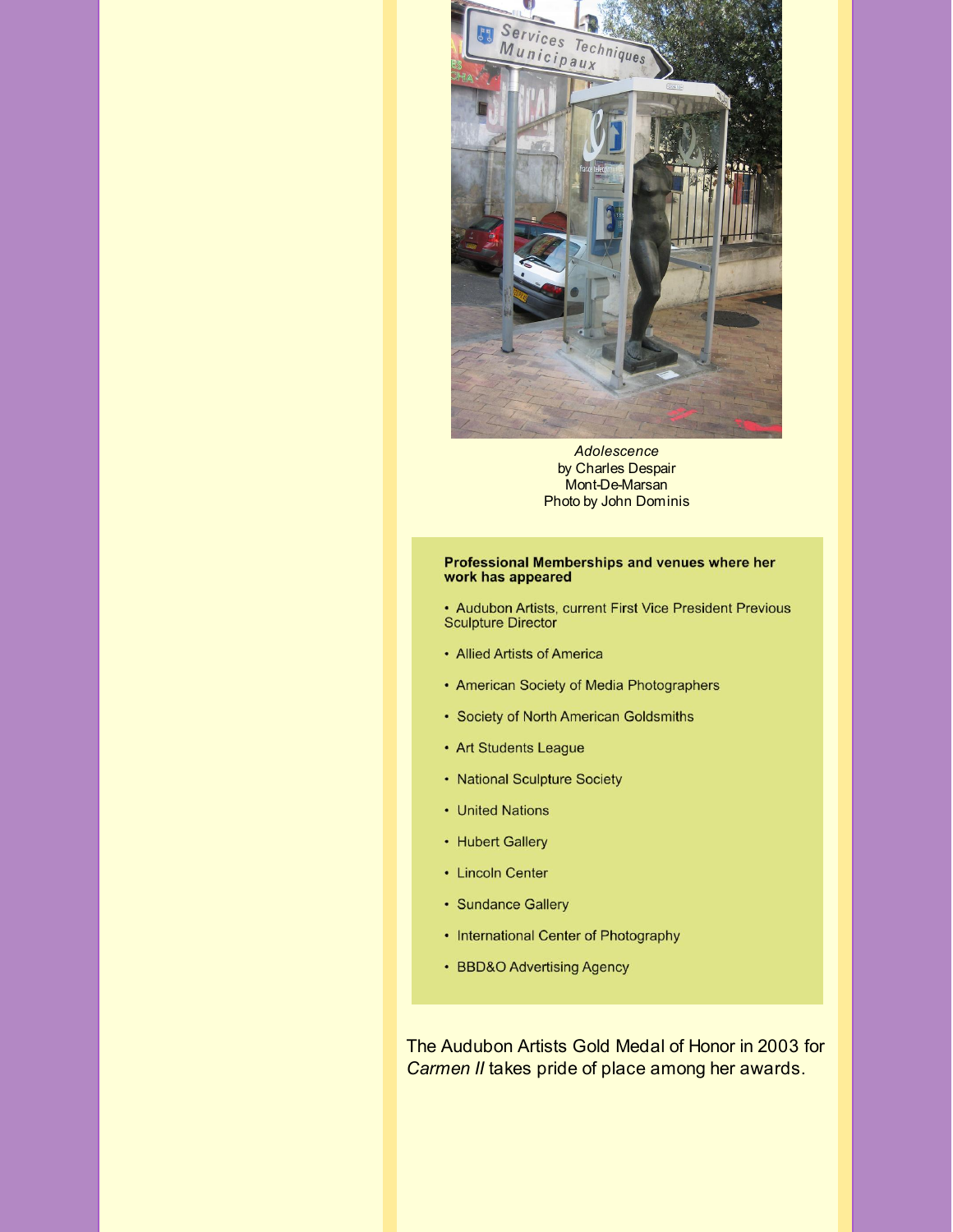*Adolescence*
by Charles Despair
Mont-De-Marsan
Photo by John Dominis

**Professional Memberships and venues where her work has appeared**

- Audubon Artists, current First Vice President Previous Sculpture Director
- Allied Artists of America
- American Society of Media Photographers
- Society of North American Goldsmiths
- Art Students League
- National Sculpture Society
- United Nations
- Hubert Gallery
- Lincoln Center
- Sundance Gallery
- International Center of Photography
- BBD&O Advertising Agency

The Audubon Artists Gold Medal of Honor in 2003 for *Carmen II* takes pride of place among her awards.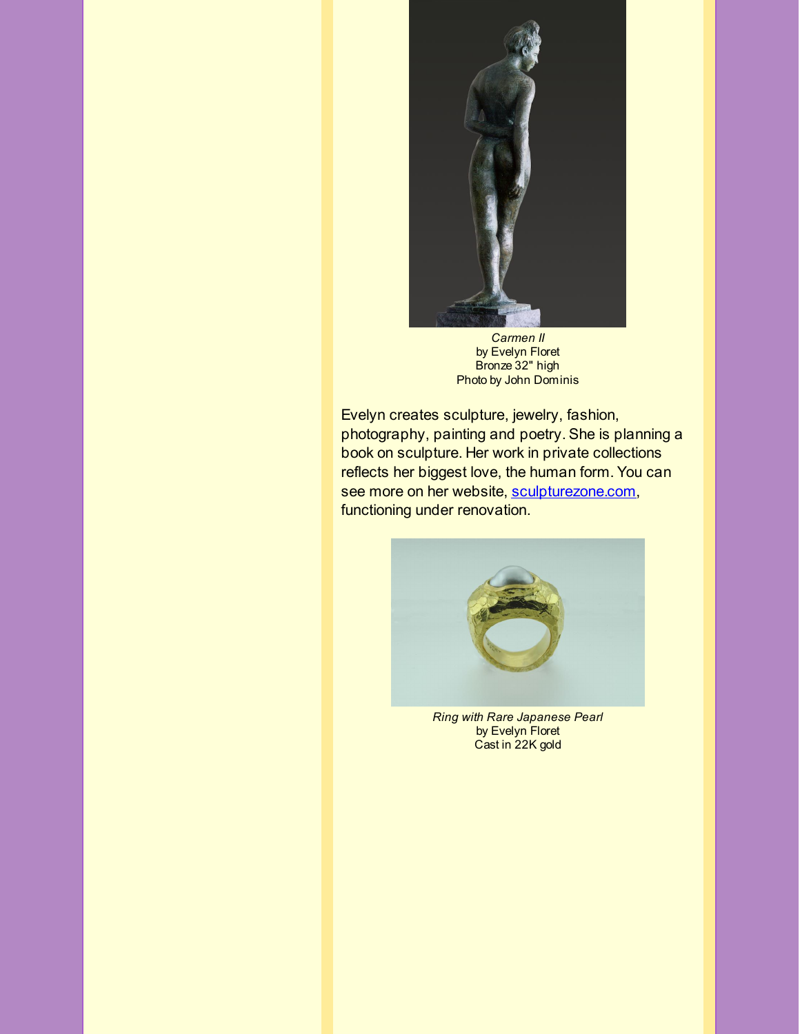*Carmen II*
by Evelyn Floret
Bronze 32" high
Photo by John Dominis

Evelyn creates sculpture, jewelry, fashion, photography, painting and poetry. She is planning a book on sculpture. Her work in private collections reflects her biggest love, the human form. You can see more on her website, [sculpturezone.com](sculpturezone.com), functioning under renovation.

*Ring with Rare Japanese Pearl*
by Evelyn Floret
Cast in 22K gold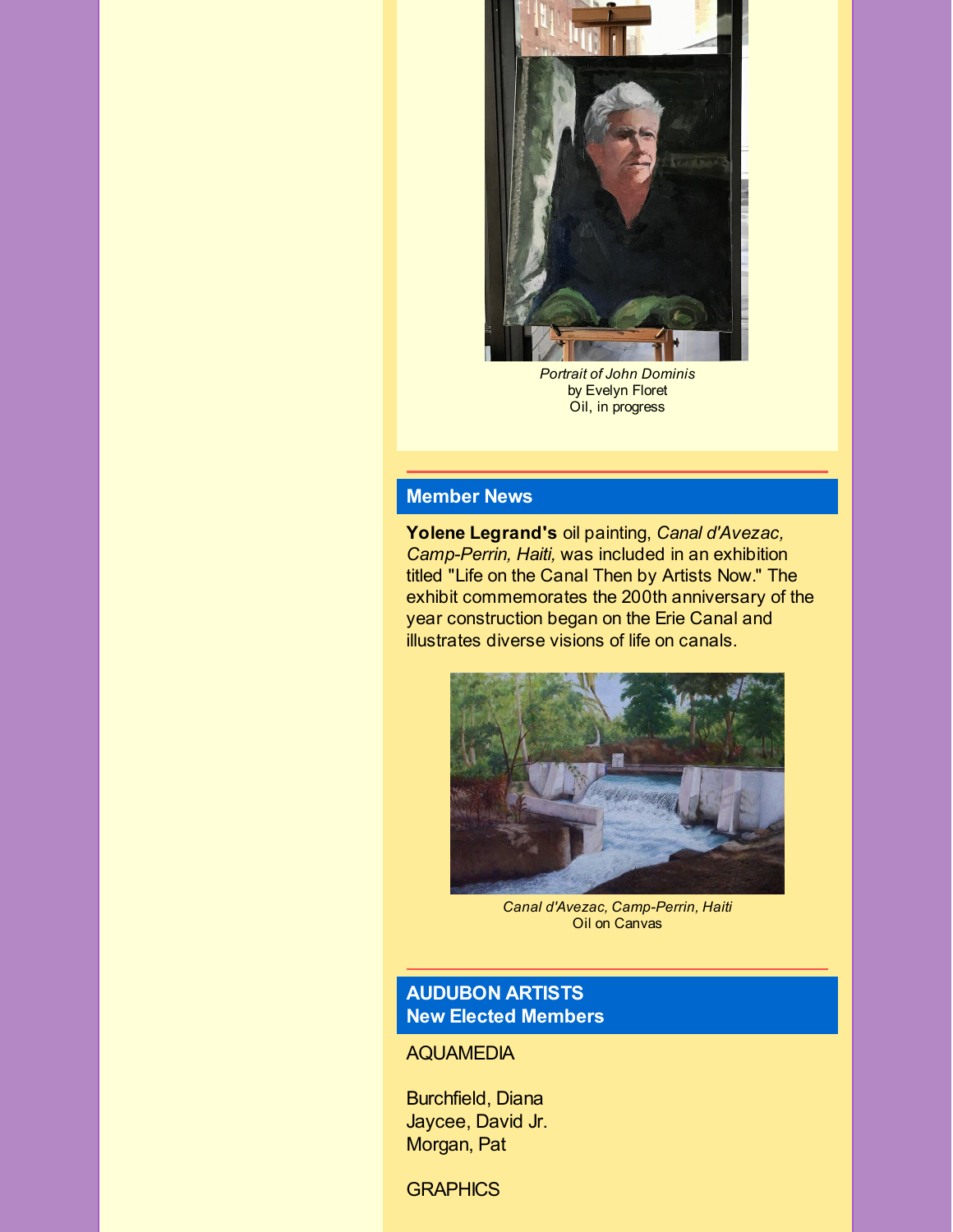*Portrait of John Dominis*
by Evelyn Floret
Oil, in progress

## Member News

**Yolene Legrand's** oil painting, *Canal d'Avezac, Camp-Perrin, Haiti,* was included in an exhibition titled "Life on the Canal Then by Artists Now." The exhibit commemorates the 200th anniversary of the year construction began on the Erie Canal and illustrates diverse visions of life on canals.

*Canal d'Avezac, Camp-Perrin, Haiti*
Oil on Canvas

## AUDUBON ARTISTS
## New Elected Members

AQUAMEDIA

Burchfield, Diana
Jaycee, David Jr.
Morgan, Pat

GRAPHICS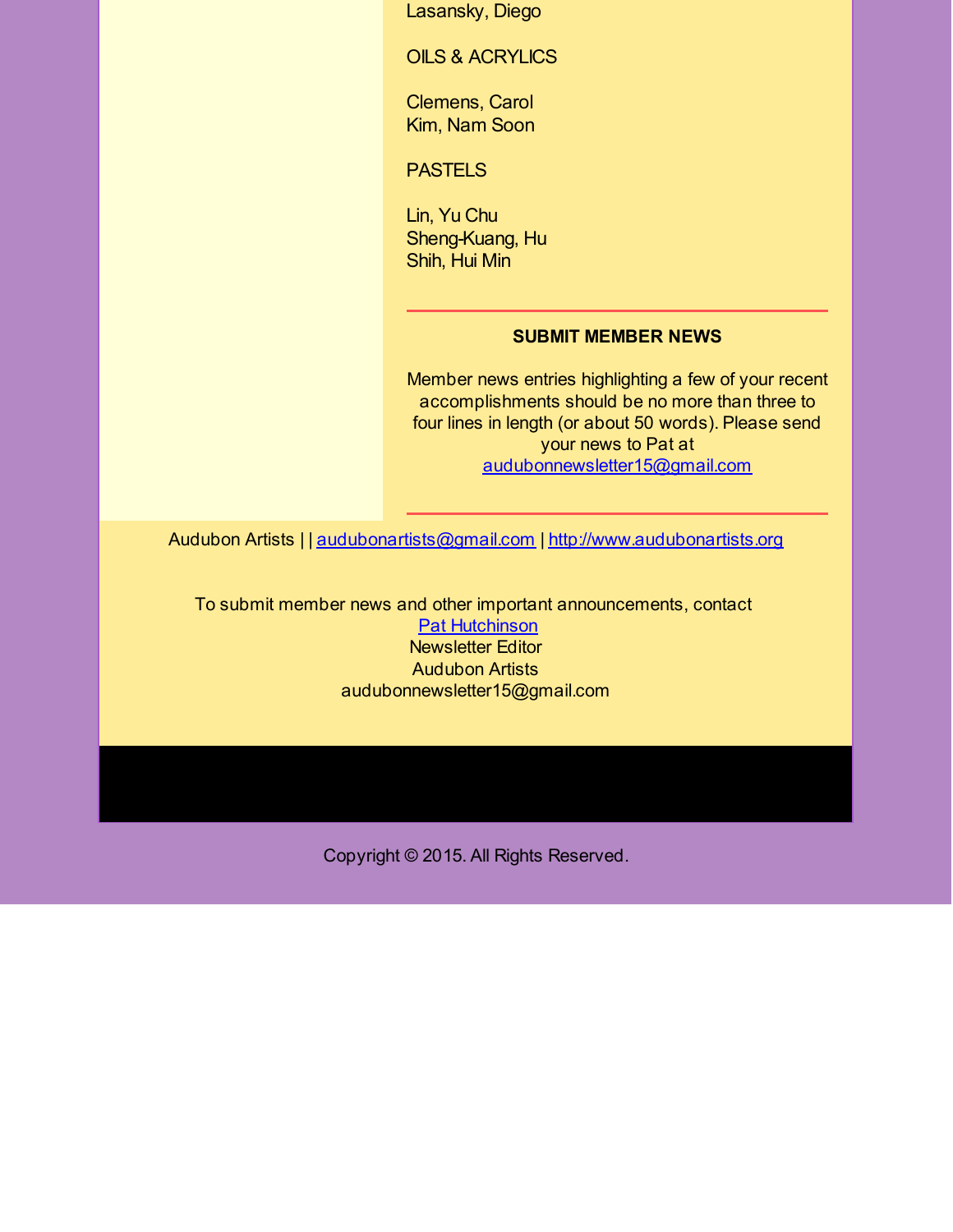Lasansky, Diego

OILS & ACRYLICS

Clemens, Carol
Kim, Nam Soon

PASTELS

Lin, Yu Chu
Sheng-Kuang, Hu
Shih, Hui Min

---

**SUBMIT MEMBER NEWS**

Member news entries highlighting a few of your recent accomplishments should be no more than three to four lines in length (or about 50 words). Please send your news to Pat at audubonnewsletter15@gmail.com

---

Audubon Artists | | audubonartists@gmail.com | http://www.audubonartists.org

To submit member news and other important announcements, contact
Pat Hutchinson
Newsletter Editor
Audubon Artists
audubonnewsletter15@gmail.com

Copyright © 2015. All Rights Reserved.